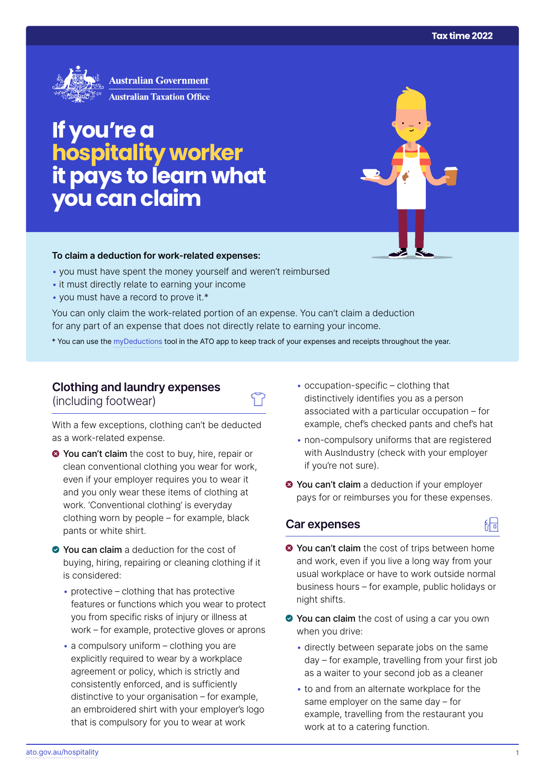Tax time 2022

Australian Government
Australian Taxation Office

# If you're a hospitality worker it pays to learn what you can claim

**To claim a deduction for work-related expenses:**

- you must have spent the money yourself and weren't reimbursed
- it must directly relate to earning your income
- you must have a record to prove it.*

You can only claim the work-related portion of an expense. You can't claim a deduction for any part of an expense that does not directly relate to earning your income.

* You can use the myDeductions tool in the ATO app to keep track of your expenses and receipts throughout the year.

## Clothing and laundry expenses (including footwear)

With a few exceptions, clothing can't be deducted as a work-related expense.

- **You can't claim** the cost to buy, hire, repair or clean conventional clothing you wear for work, even if your employer requires you to wear it and you only wear these items of clothing at work. 'Conventional clothing' is everyday clothing worn by people – for example, black pants or white shirt.
- **You can claim** a deduction for the cost of buying, hiring, repairing or cleaning clothing if it is considered:
  - protective – clothing that has protective features or functions which you wear to protect you from specific risks of injury or illness at work – for example, protective gloves or aprons
  - a compulsory uniform – clothing you are explicitly required to wear by a workplace agreement or policy, which is strictly and consistently enforced, and is sufficiently distinctive to your organisation – for example, an embroidered shirt with your employer's logo that is compulsory for you to wear at work
  - occupation-specific – clothing that distinctively identifies you as a person associated with a particular occupation – for example, chef's checked pants and chef's hat
  - non-compulsory uniforms that are registered with AusIndustry (check with your employer if you're not sure).
- **You can't claim** a deduction if your employer pays for or reimburses you for these expenses.

## Car expenses

- **You can't claim** the cost of trips between home and work, even if you live a long way from your usual workplace or have to work outside normal business hours – for example, public holidays or night shifts.
- **You can claim** the cost of using a car you own when you drive:
  - directly between separate jobs on the same day – for example, travelling from your first job as a waiter to your second job as a cleaner
  - to and from an alternate workplace for the same employer on the same day – for example, travelling from the restaurant you work at to a catering function.

ato.gov.au/hospitality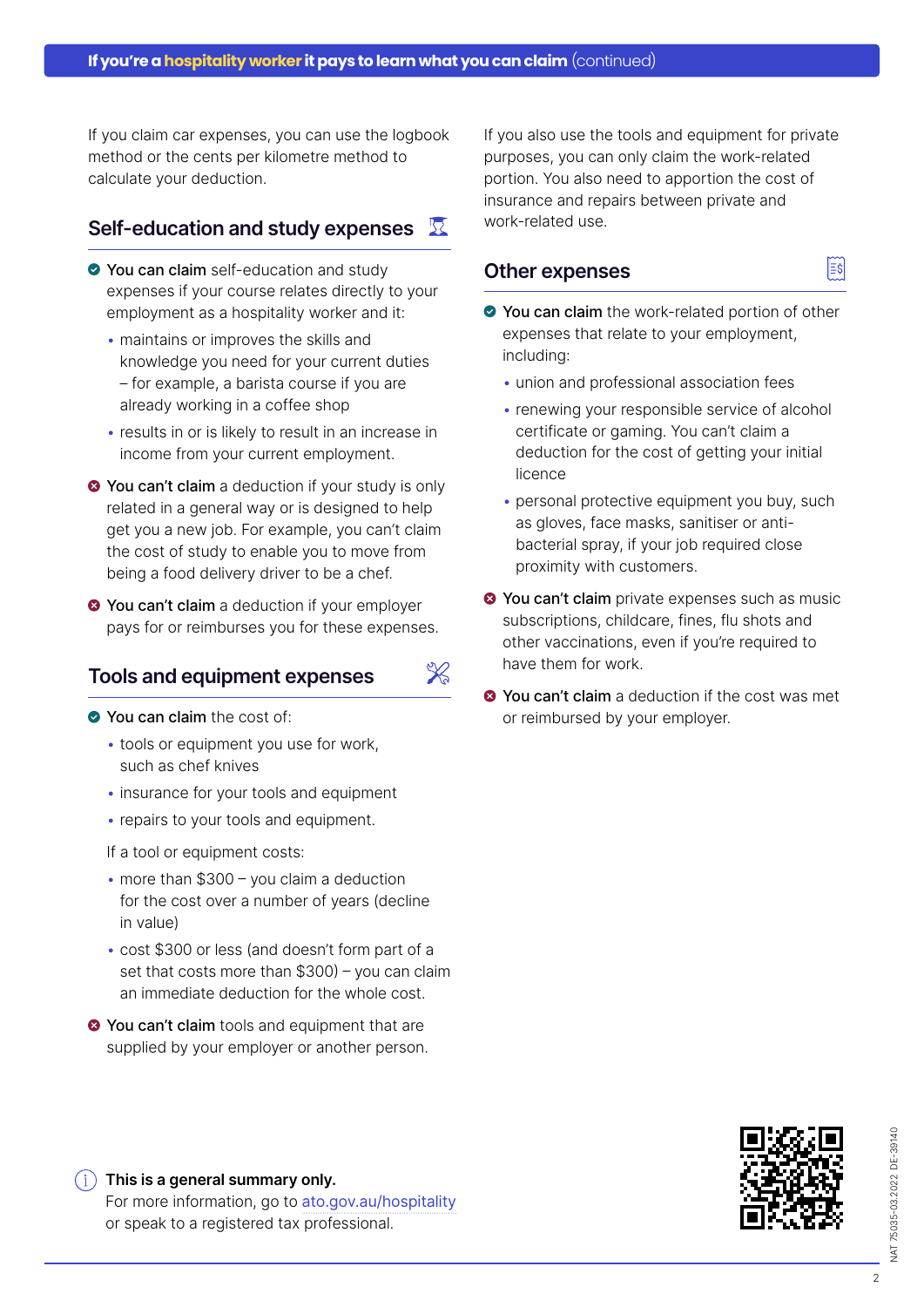**If you're a hospitality worker it pays to learn what you can claim** (continued)

If you claim car expenses, you can use the logbook method or the cents per kilometre method to calculate your deduction.

## Self-education and study expenses

- **You can claim** self-education and study expenses if your course relates directly to your employment as a hospitality worker and it:
  - maintains or improves the skills and knowledge you need for your current duties – for example, a barista course if you are already working in a coffee shop
  - results in or is likely to result in an increase in income from your current employment.
- **You can't claim** a deduction if your study is only related in a general way or is designed to help get you a new job. For example, you can't claim the cost of study to enable you to move from being a food delivery driver to be a chef.
- **You can't claim** a deduction if your employer pays for or reimburses you for these expenses.

## Tools and equipment expenses

- **You can claim** the cost of:
  - tools or equipment you use for work, such as chef knives
  - insurance for your tools and equipment
  - repairs to your tools and equipment.

  If a tool or equipment costs:
  - more than $300 – you claim a deduction for the cost over a number of years (decline in value)
  - cost $300 or less (and doesn't form part of a set that costs more than $300) – you can claim an immediate deduction for the whole cost.
- **You can't claim** tools and equipment that are supplied by your employer or another person.

If you also use the tools and equipment for private purposes, you can only claim the work-related portion. You also need to apportion the cost of insurance and repairs between private and work-related use.

## Other expenses

- **You can claim** the work-related portion of other expenses that relate to your employment, including:
  - union and professional association fees
  - renewing your responsible service of alcohol certificate or gaming. You can't claim a deduction for the cost of getting your initial licence
  - personal protective equipment you buy, such as gloves, face masks, sanitiser or anti-bacterial spray, if your job required close proximity with customers.
- **You can't claim** private expenses such as music subscriptions, childcare, fines, flu shots and other vaccinations, even if you're required to have them for work.
- **You can't claim** a deduction if the cost was met or reimbursed by your employer.

**This is a general summary only.**
For more information, go to ato.gov.au/hospitality or speak to a registered tax professional.

NAT 75035-03.2022 DE-39140